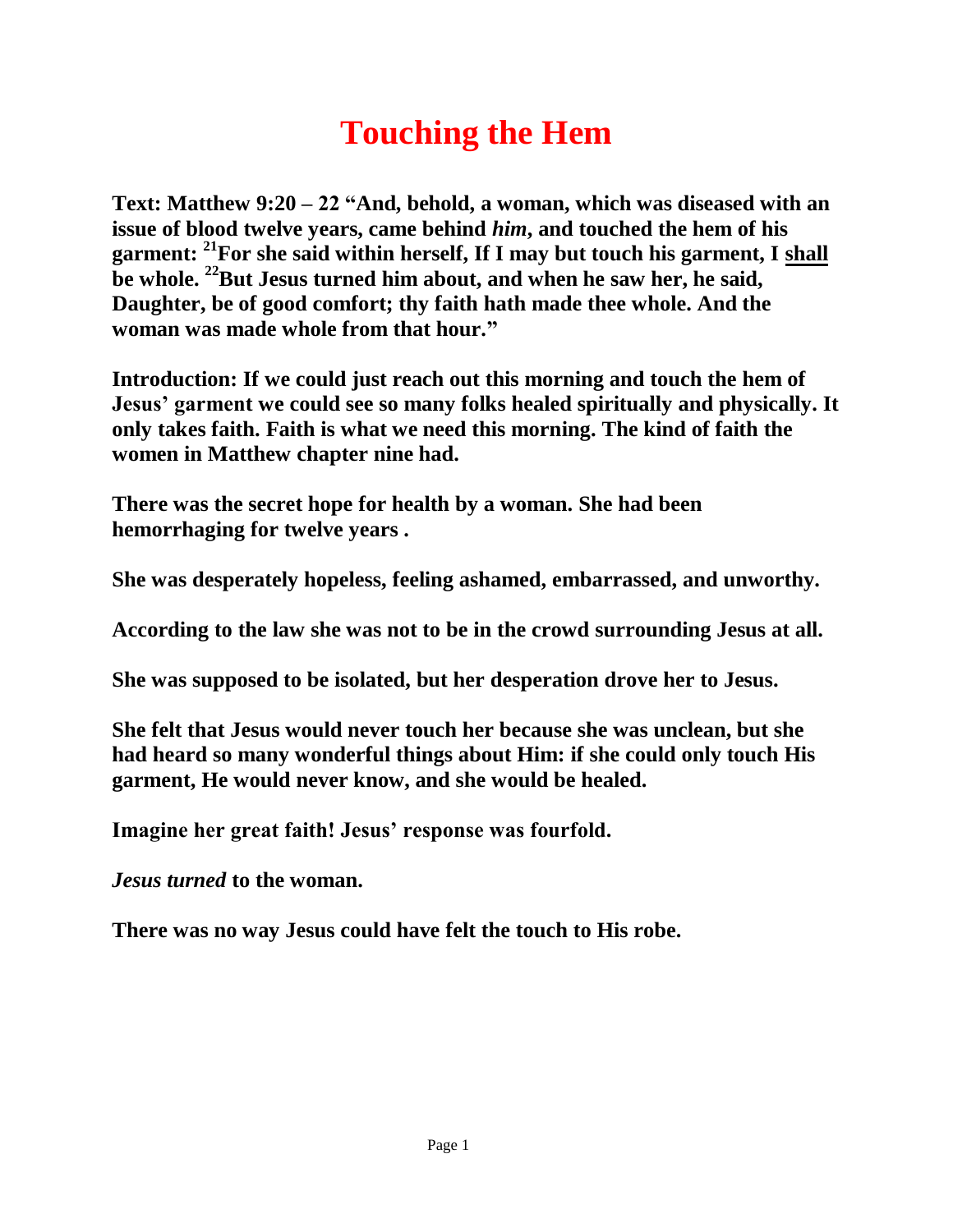# Touching the Hem

**Text: Matthew 9:20 – 22 "And, behold, a woman, which was diseased with an issue of blood twelve years, came behind *him*, and touched the hem of his garment: [21]For she said within herself, If I may but touch his garment, I <u>shall</u> be whole. [22]But Jesus turned him about, and when he saw her, he said, Daughter, be of good comfort; thy faith hath made thee whole. And the woman was made whole from that hour."**

**Introduction: If we could just reach out this morning and touch the hem of Jesus' garment we could see so many folks healed spiritually and physically. It only takes faith. Faith is what we need this morning. The kind of faith the women in Matthew chapter nine had.**

**There was the secret hope for health by a woman. She had been hemorrhaging for twelve years .**

**She was desperately hopeless, feeling ashamed, embarrassed, and unworthy.**

**According to the law she was not to be in the crowd surrounding Jesus at all.**

**She was supposed to be isolated, but her desperation drove her to Jesus.**

**She felt that Jesus would never touch her because she was unclean, but she had heard so many wonderful things about Him: if she could only touch His garment, He would never know, and she would be healed.**

**Imagine her great faith! Jesus' response was fourfold.**

***Jesus turned* to the woman.**

**There was no way Jesus could have felt the touch to His robe.**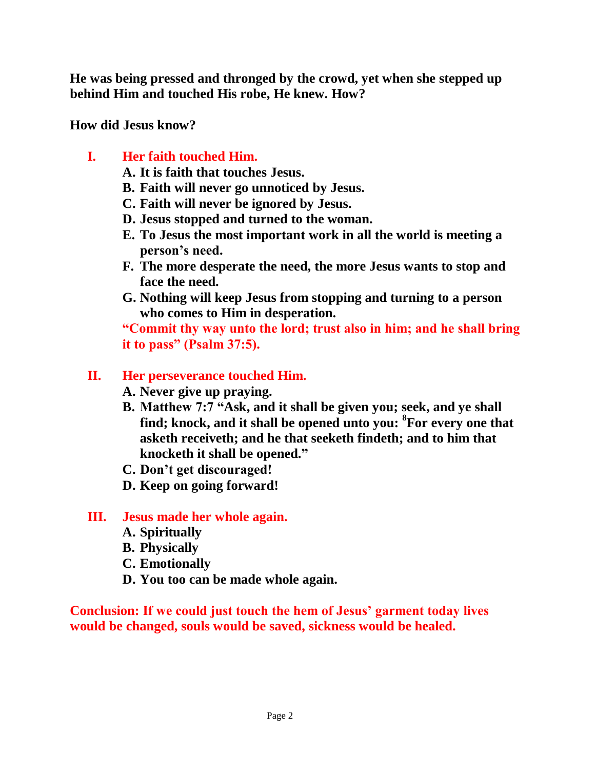**He was being pressed and thronged by the crowd, yet when she stepped up behind Him and touched His robe, He knew. How?**

**How did Jesus know?**

## I. Her faith touched Him.

- **A. It is faith that touches Jesus.**
- **B. Faith will never go unnoticed by Jesus.**
- **C. Faith will never be ignored by Jesus.**
- **D. Jesus stopped and turned to the woman.**
- **E. To Jesus the most important work in all the world is meeting a person's need.**
- **F. The more desperate the need, the more Jesus wants to stop and face the need.**
- **G. Nothing will keep Jesus from stopping and turning to a person who comes to Him in desperation.**

**"Commit thy way unto the lord; trust also in him; and he shall bring it to pass" (Psalm 37:5).**

## II. Her perseverance touched Him.

- **A. Never give up praying.**
- **B. Matthew 7:7 "Ask, and it shall be given you; seek, and ye shall find; knock, and it shall be opened unto you: [8]For every one that asketh receiveth; and he that seeketh findeth; and to him that knocketh it shall be opened."**
- **C. Don't get discouraged!**
- **D. Keep on going forward!**

## III. Jesus made her whole again.

- **A. Spiritually**
- **B. Physically**
- **C. Emotionally**
- **D. You too can be made whole again.**

**Conclusion: If we could just touch the hem of Jesus' garment today lives would be changed, souls would be saved, sickness would be healed.**